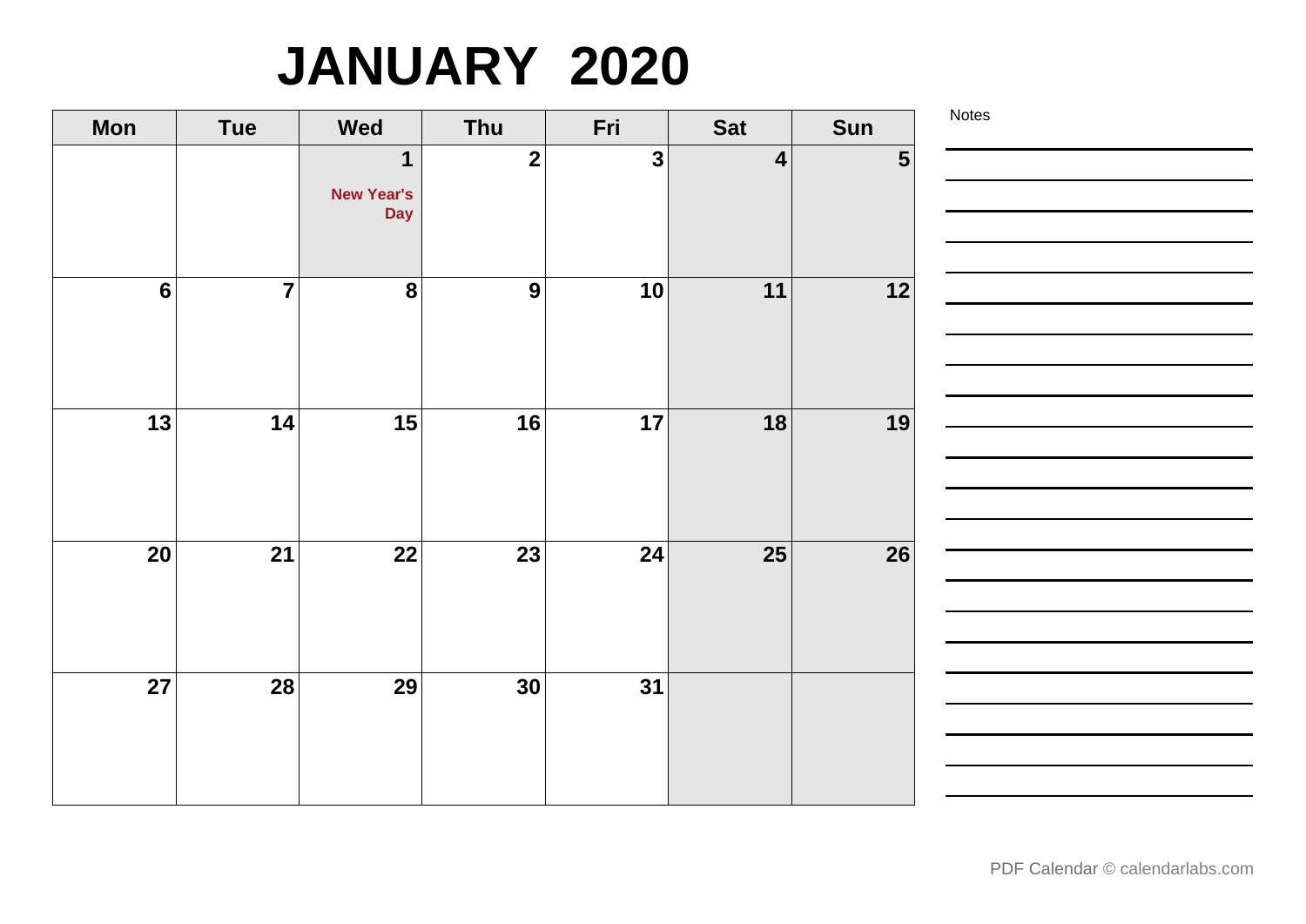# JANUARY 2020

| Mon | Tue | Wed | Thu | Fri | Sat | Sun |
|---|---|---|---|---|---|---|
| | | 1 New Year's Day | 2 | 3 | 4 | 5 |
| 6 | 7 | 8 | 9 | 10 | 11 | 12 |
| 13 | 14 | 15 | 16 | 17 | 18 | 19 |
| 20 | 21 | 22 | 23 | 24 | 25 | 26 |
| 27 | 28 | 29 | 30 | 31 | | |

Notes

PDF Calendar © calendarlabs.com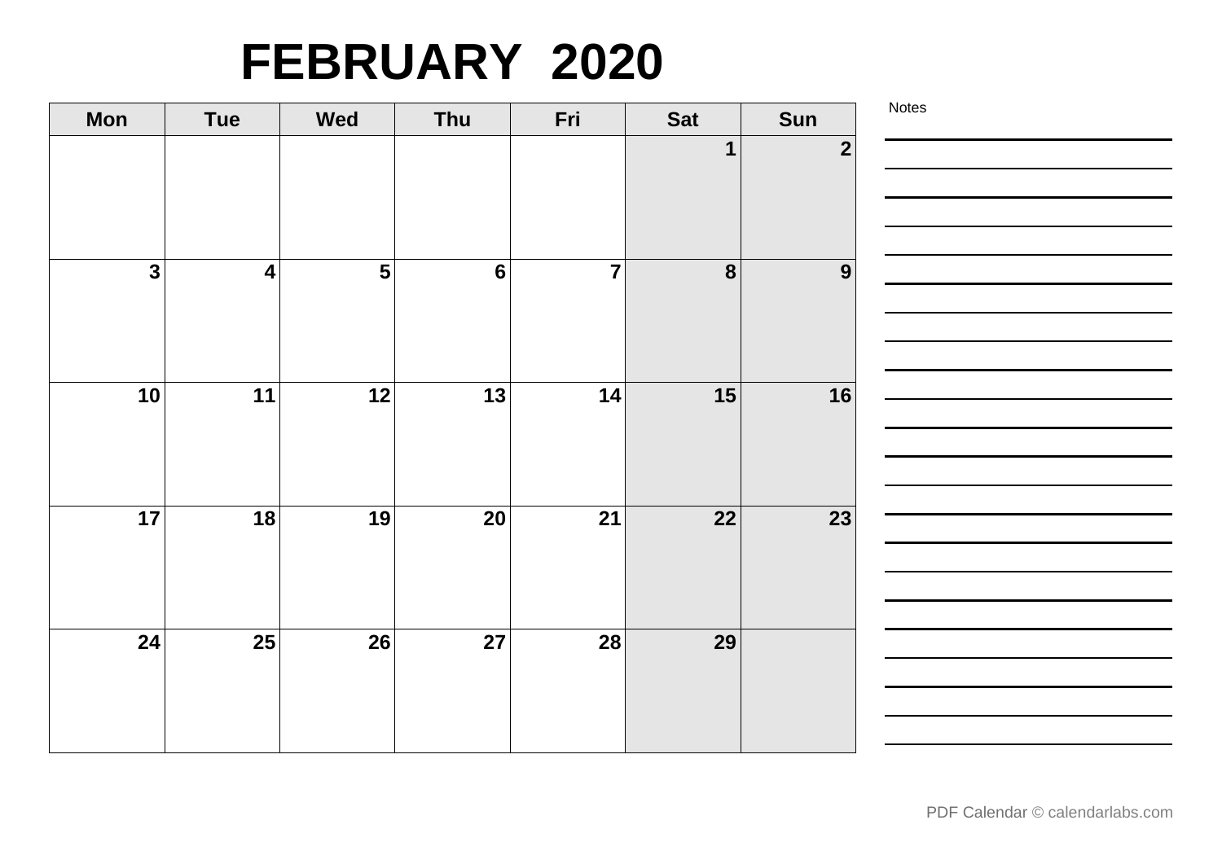# FEBRUARY 2020

| Mon | Tue | Wed | Thu | Fri | Sat | Sun |
|---|---|---|---|---|---|---|
| | | | | | 1 | 2 |
| 3 | 4 | 5 | 6 | 7 | 8 | 9 |
| 10 | 11 | 12 | 13 | 14 | 15 | 16 |
| 17 | 18 | 19 | 20 | 21 | 22 | 23 |
| 24 | 25 | 26 | 27 | 28 | 29 | |

Notes

PDF Calendar © calendarlabs.com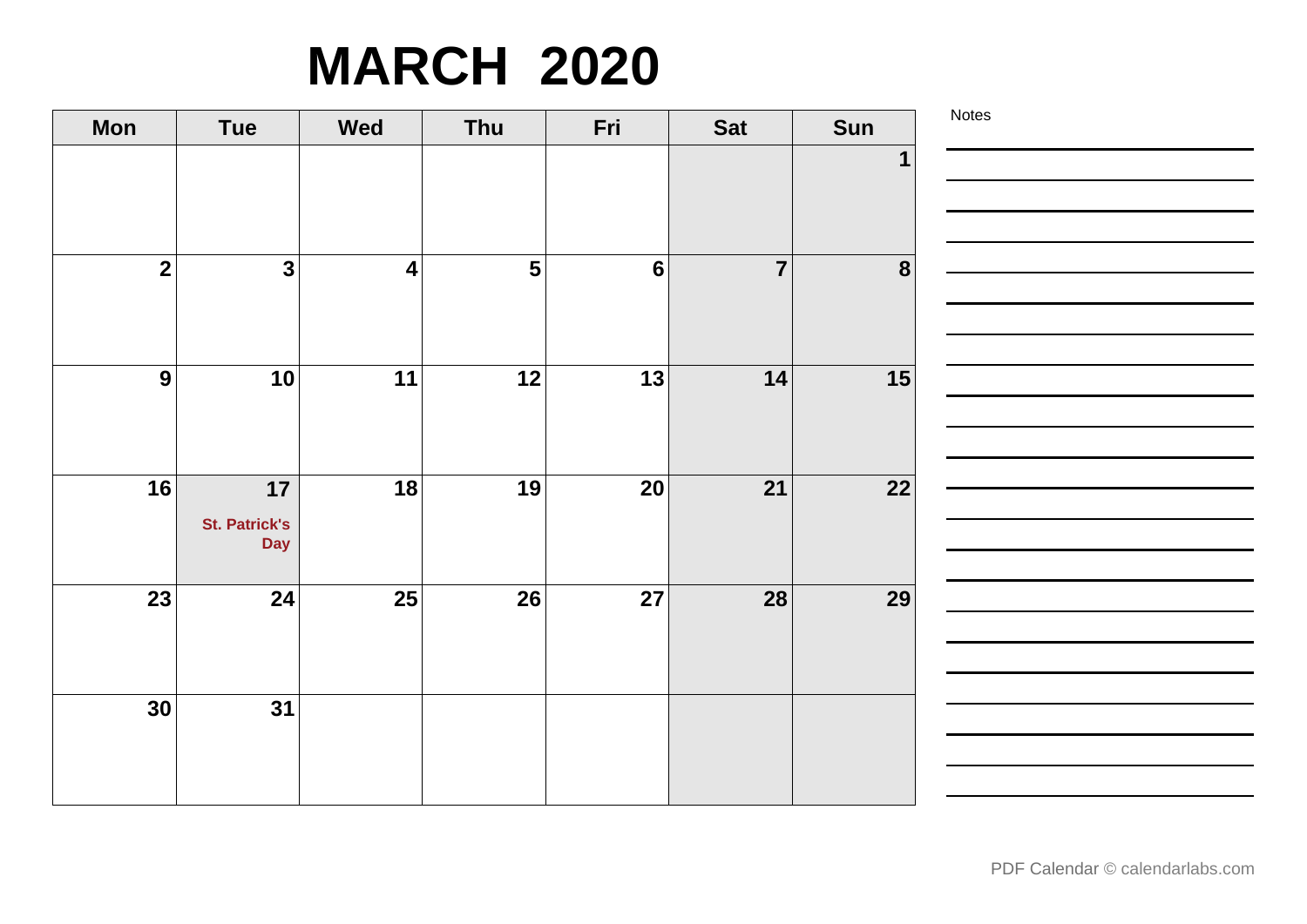# MARCH 2020

| Mon | Tue | Wed | Thu | Fri | Sat | Sun |
|---|---|---|---|---|---|---|
| | | | | | | 1 |
| 2 | 3 | 4 | 5 | 6 | 7 | 8 |
| 9 | 10 | 11 | 12 | 13 | 14 | 15 |
| 16 | 17 St. Patrick's Day | 18 | 19 | 20 | 21 | 22 |
| 23 | 24 | 25 | 26 | 27 | 28 | 29 |
| 30 | 31 | | | | | |

Notes

PDF Calendar © calendarlabs.com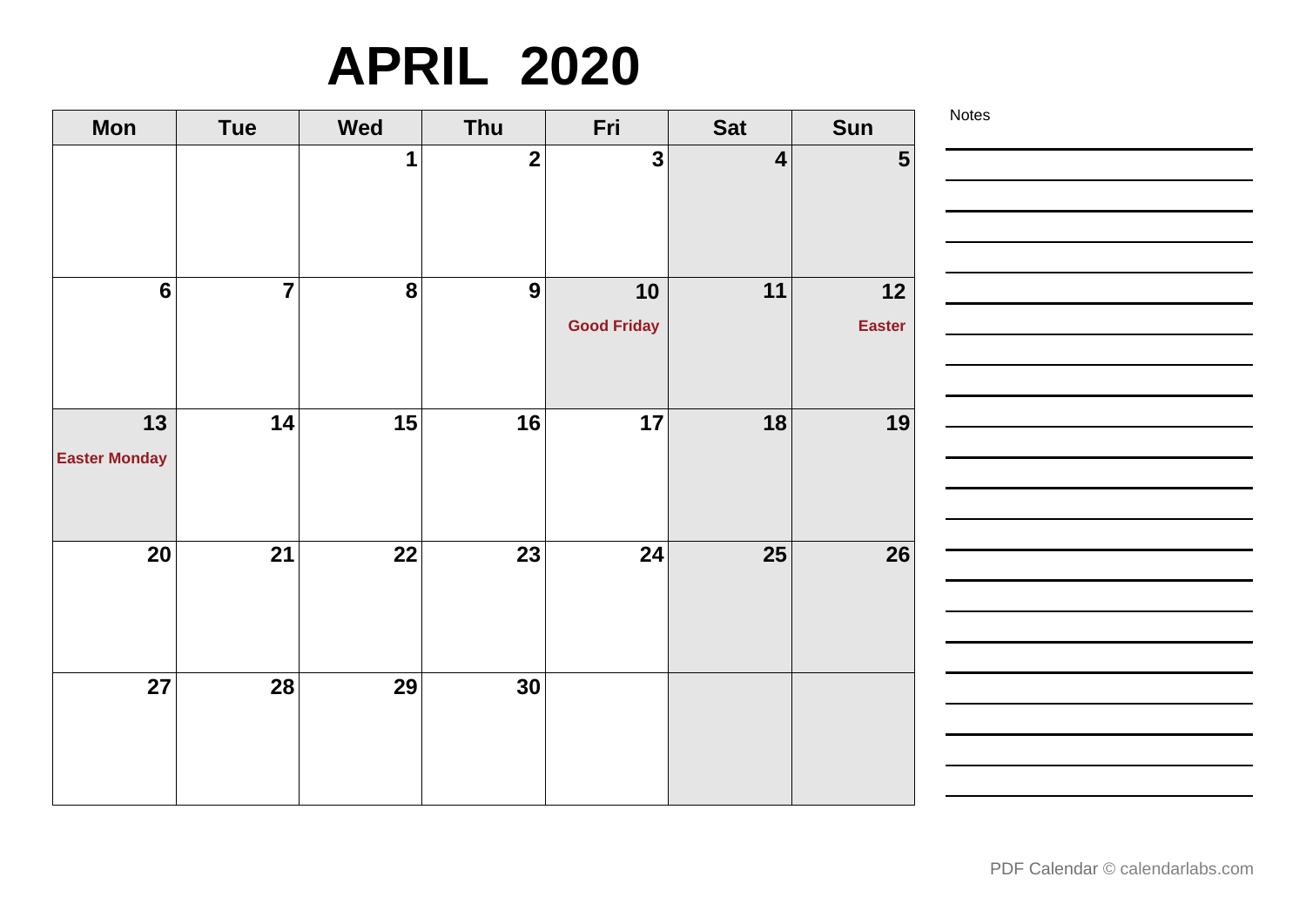# APRIL 2020

| Mon | Tue | Wed | Thu | Fri | Sat | Sun |
|---|---|---|---|---|---|---|
| | | 1 | 2 | 3 | 4 | 5 |
| 6 | 7 | 8 | 9 | 10 Good Friday | 11 | 12 Easter |
| 13 Easter Monday | 14 | 15 | 16 | 17 | 18 | 19 |
| 20 | 21 | 22 | 23 | 24 | 25 | 26 |
| 27 | 28 | 29 | 30 | | | |

Notes

PDF Calendar © calendarlabs.com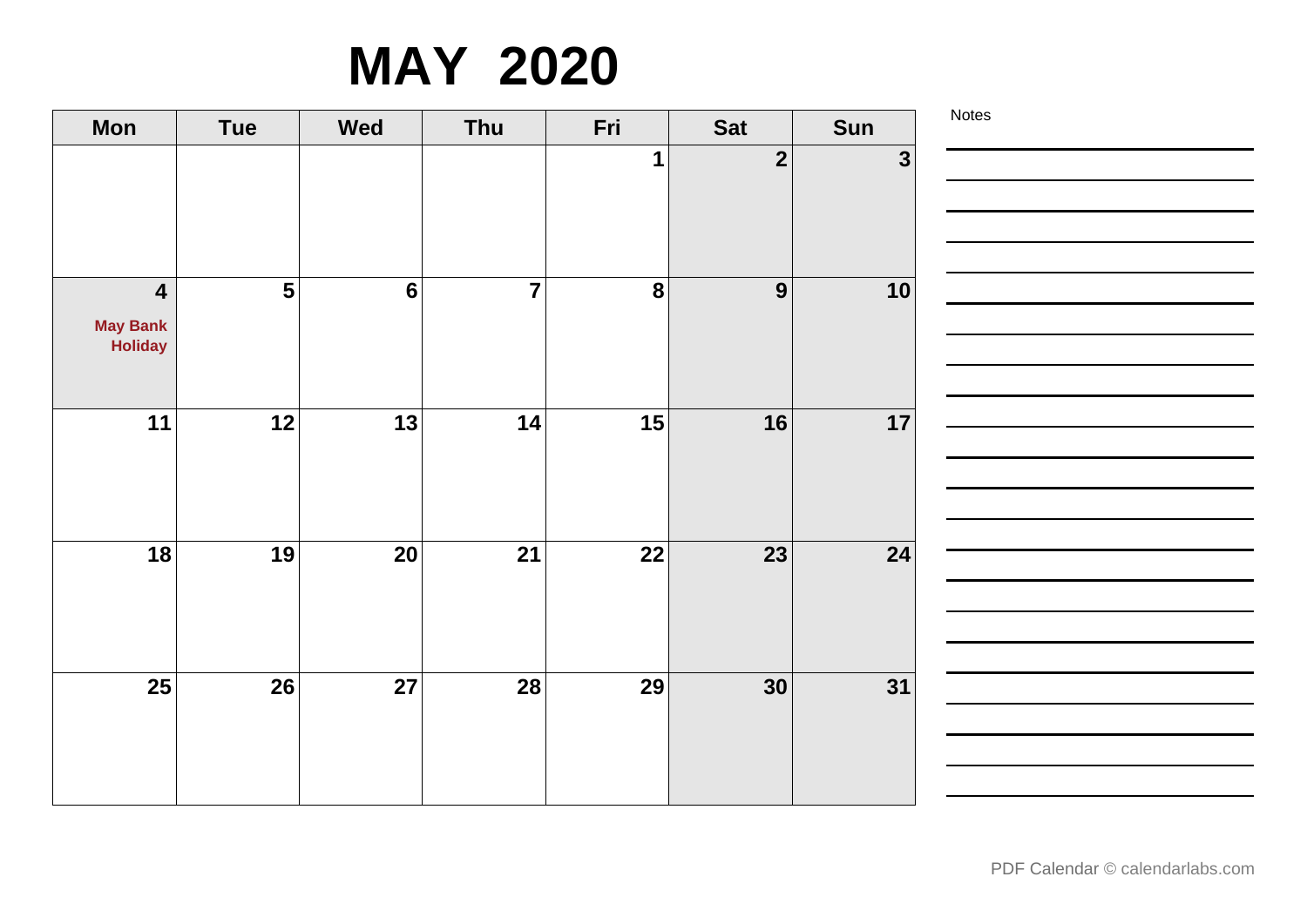# MAY 2020

| Mon | Tue | Wed | Thu | Fri | Sat | Sun |
|---|---|---|---|---|---|---|
| | | | | 1 | 2 | 3 |
| 4 May Bank Holiday | 5 | 6 | 7 | 8 | 9 | 10 |
| 11 | 12 | 13 | 14 | 15 | 16 | 17 |
| 18 | 19 | 20 | 21 | 22 | 23 | 24 |
| 25 | 26 | 27 | 28 | 29 | 30 | 31 |

Notes

PDF Calendar © calendarlabs.com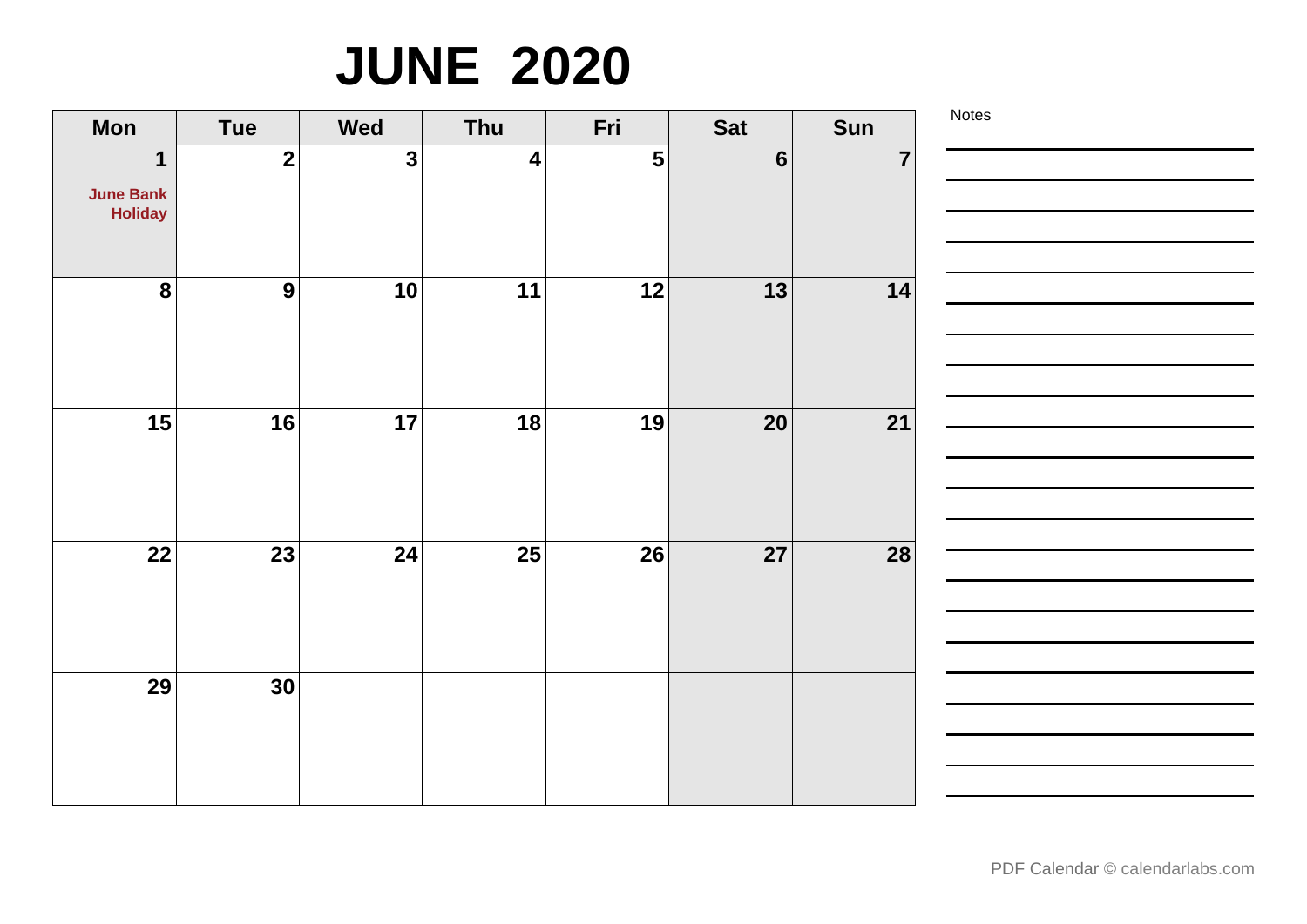# JUNE 2020

| Mon | Tue | Wed | Thu | Fri | Sat | Sun |
|---|---|---|---|---|---|---|
| 1 June Bank Holiday | 2 | 3 | 4 | 5 | 6 | 7 |
| 8 | 9 | 10 | 11 | 12 | 13 | 14 |
| 15 | 16 | 17 | 18 | 19 | 20 | 21 |
| 22 | 23 | 24 | 25 | 26 | 27 | 28 |
| 29 | 30 | | | | | |

Notes

PDF Calendar © calendarlabs.com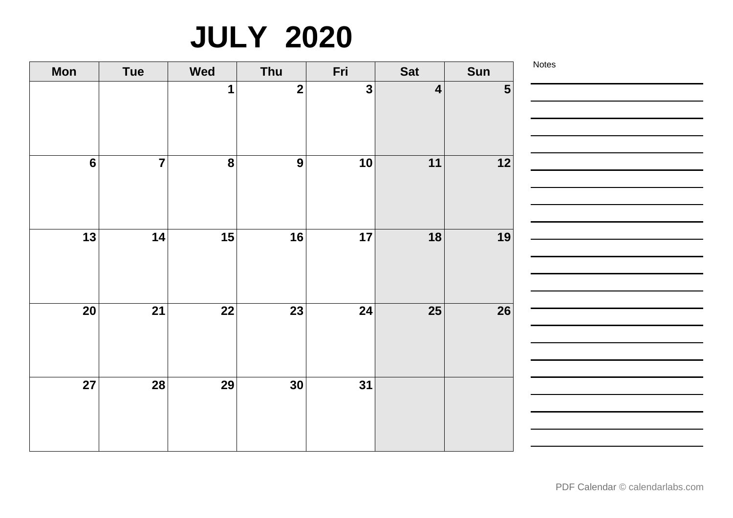# JULY 2020

| Mon | Tue | Wed | Thu | Fri | Sat | Sun |
|---|---|---|---|---|---|---|
| | | 1 | 2 | 3 | 4 | 5 |
| 6 | 7 | 8 | 9 | 10 | 11 | 12 |
| 13 | 14 | 15 | 16 | 17 | 18 | 19 |
| 20 | 21 | 22 | 23 | 24 | 25 | 26 |
| 27 | 28 | 29 | 30 | 31 | | |

Notes

PDF Calendar © calendarlabs.com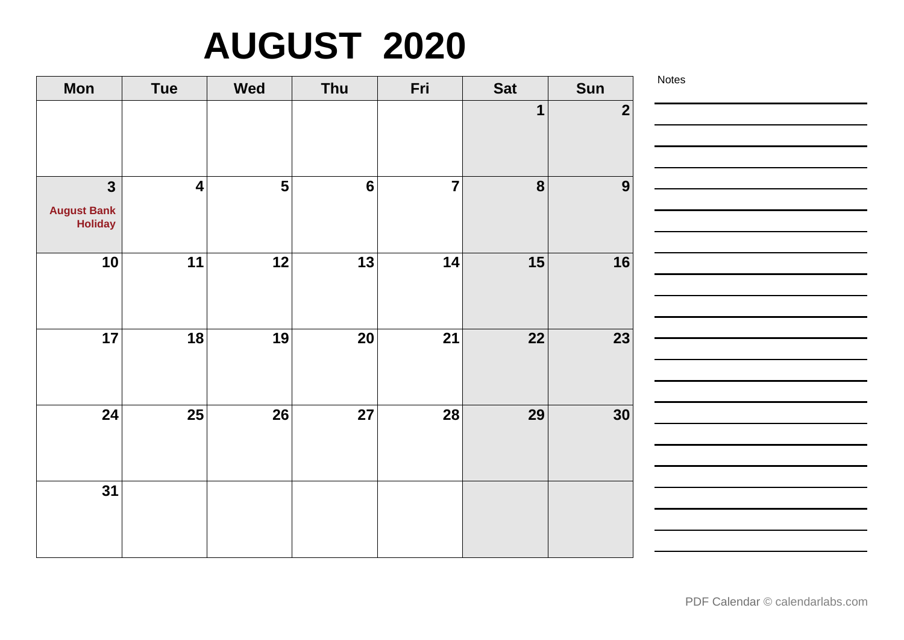# AUGUST 2020

| Mon | Tue | Wed | Thu | Fri | Sat | Sun |
|---|---|---|---|---|---|---|
| | | | | | 1 | 2 |
| 3 August Bank Holiday | 4 | 5 | 6 | 7 | 8 | 9 |
| 10 | 11 | 12 | 13 | 14 | 15 | 16 |
| 17 | 18 | 19 | 20 | 21 | 22 | 23 |
| 24 | 25 | 26 | 27 | 28 | 29 | 30 |
| 31 | | | | | | |

Notes

PDF Calendar © calendarlabs.com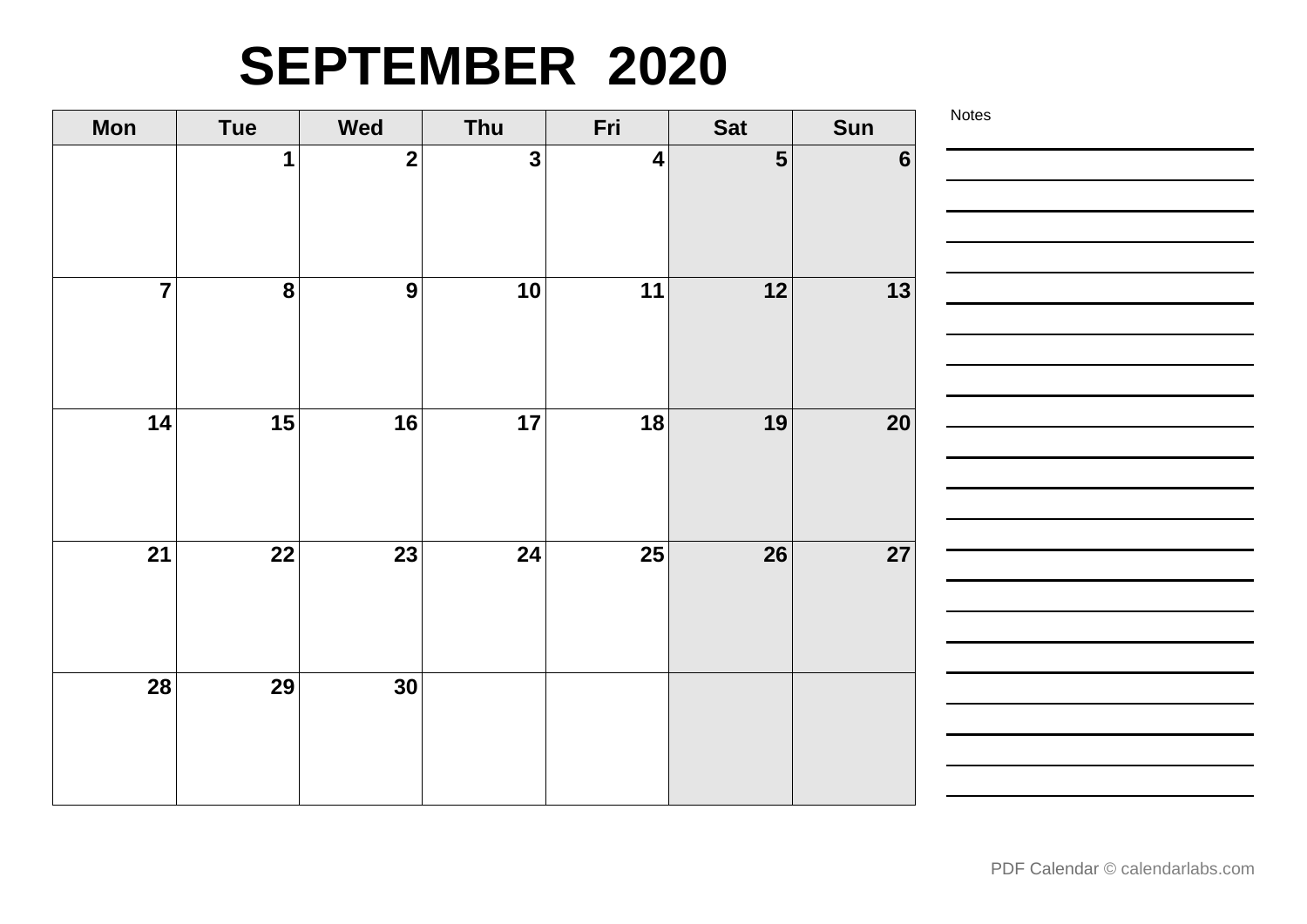# SEPTEMBER 2020

| Mon | Tue | Wed | Thu | Fri | Sat | Sun |
| --- | --- | --- | --- | --- | --- | --- |
| | 1 | 2 | 3 | 4 | 5 | 6 |
| 7 | 8 | 9 | 10 | 11 | 12 | 13 |
| 14 | 15 | 16 | 17 | 18 | 19 | 20 |
| 21 | 22 | 23 | 24 | 25 | 26 | 27 |
| 28 | 29 | 30 | | | | |

Notes

PDF Calendar © calendarlabs.com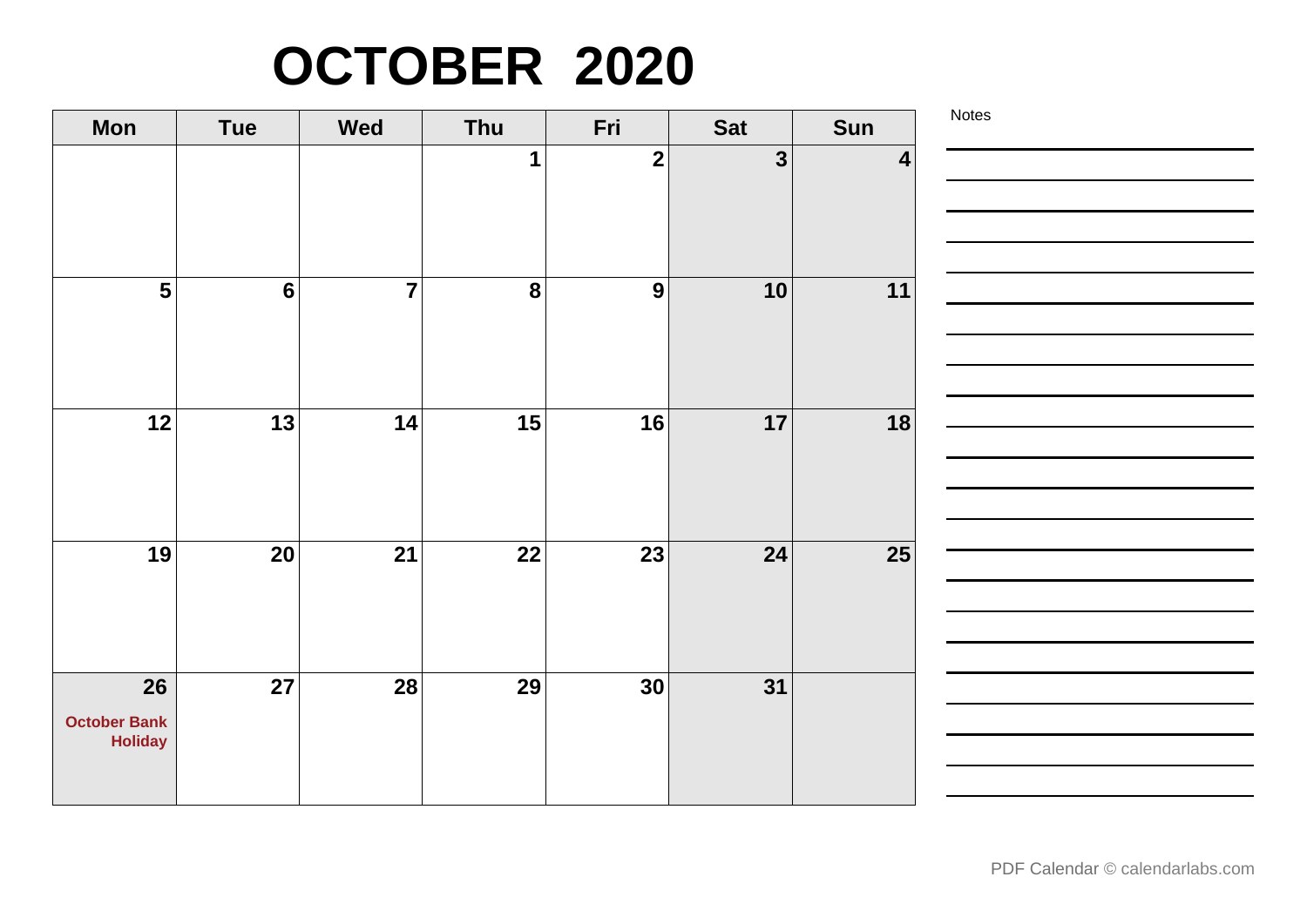# OCTOBER 2020

| Mon | Tue | Wed | Thu | Fri | Sat | Sun |
|---|---|---|---|---|---|---|
| | | | 1 | 2 | 3 | 4 |
| 5 | 6 | 7 | 8 | 9 | 10 | 11 |
| 12 | 13 | 14 | 15 | 16 | 17 | 18 |
| 19 | 20 | 21 | 22 | 23 | 24 | 25 |
| 26 October Bank Holiday | 27 | 28 | 29 | 30 | 31 | |

Notes

PDF Calendar © calendarlabs.com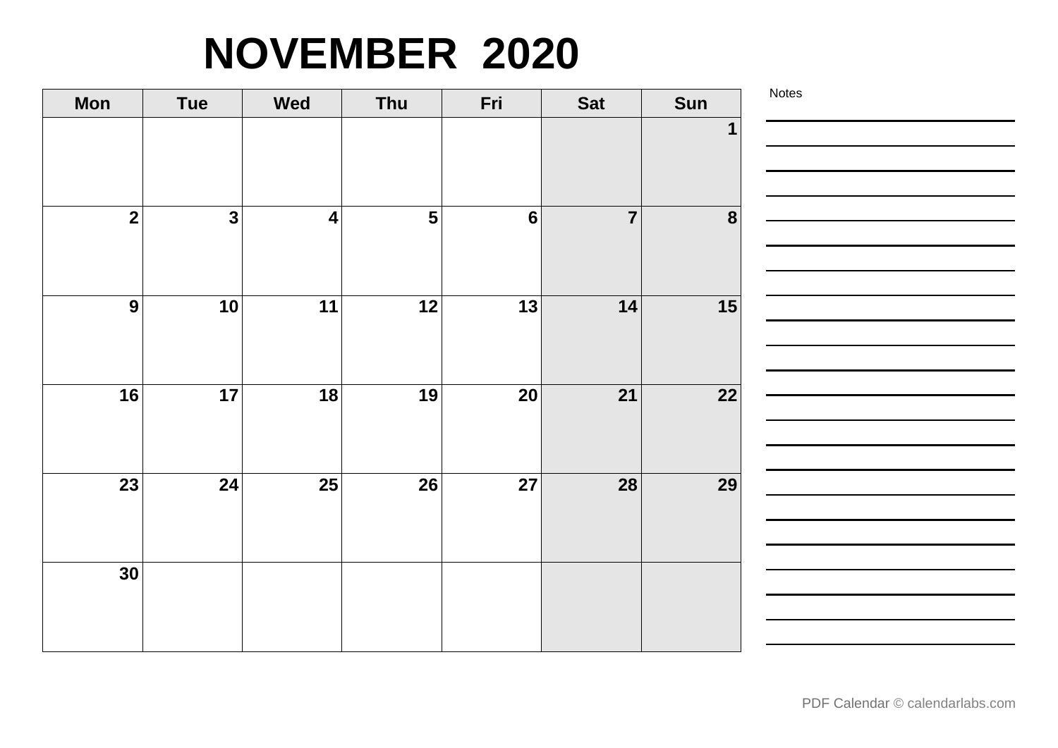# NOVEMBER 2020

| Mon | Tue | Wed | Thu | Fri | Sat | Sun |
|---|---|---|---|---|---|---|
| | | | | | | 1 |
| 2 | 3 | 4 | 5 | 6 | 7 | 8 |
| 9 | 10 | 11 | 12 | 13 | 14 | 15 |
| 16 | 17 | 18 | 19 | 20 | 21 | 22 |
| 23 | 24 | 25 | 26 | 27 | 28 | 29 |
| 30 | | | | | | |

Notes

PDF Calendar © calendarlabs.com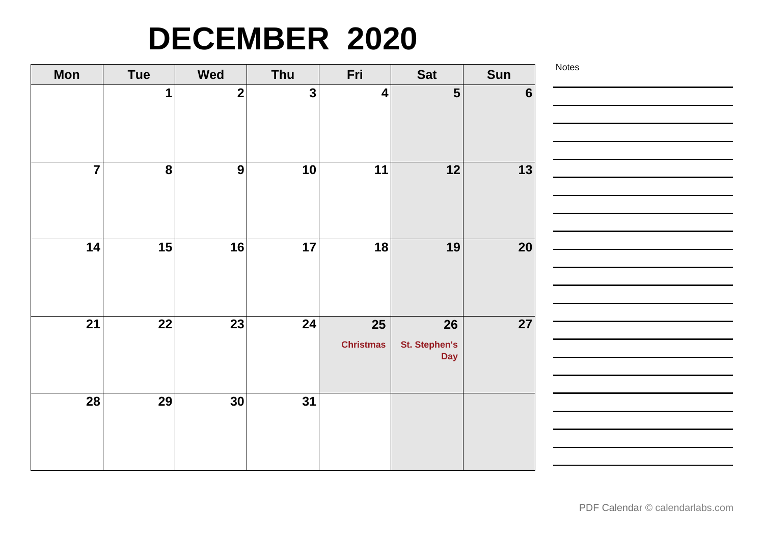# DECEMBER 2020

| Mon | Tue | Wed | Thu | Fri | Sat | Sun |
|---|---|---|---|---|---|---|
| | 1 | 2 | 3 | 4 | 5 | 6 |
| 7 | 8 | 9 | 10 | 11 | 12 | 13 |
| 14 | 15 | 16 | 17 | 18 | 19 | 20 |
| 21 | 22 | 23 | 24 | 25 Christmas | 26 St. Stephen's Day | 27 |
| 28 | 29 | 30 | 31 | | | |

Notes

PDF Calendar © calendarlabs.com